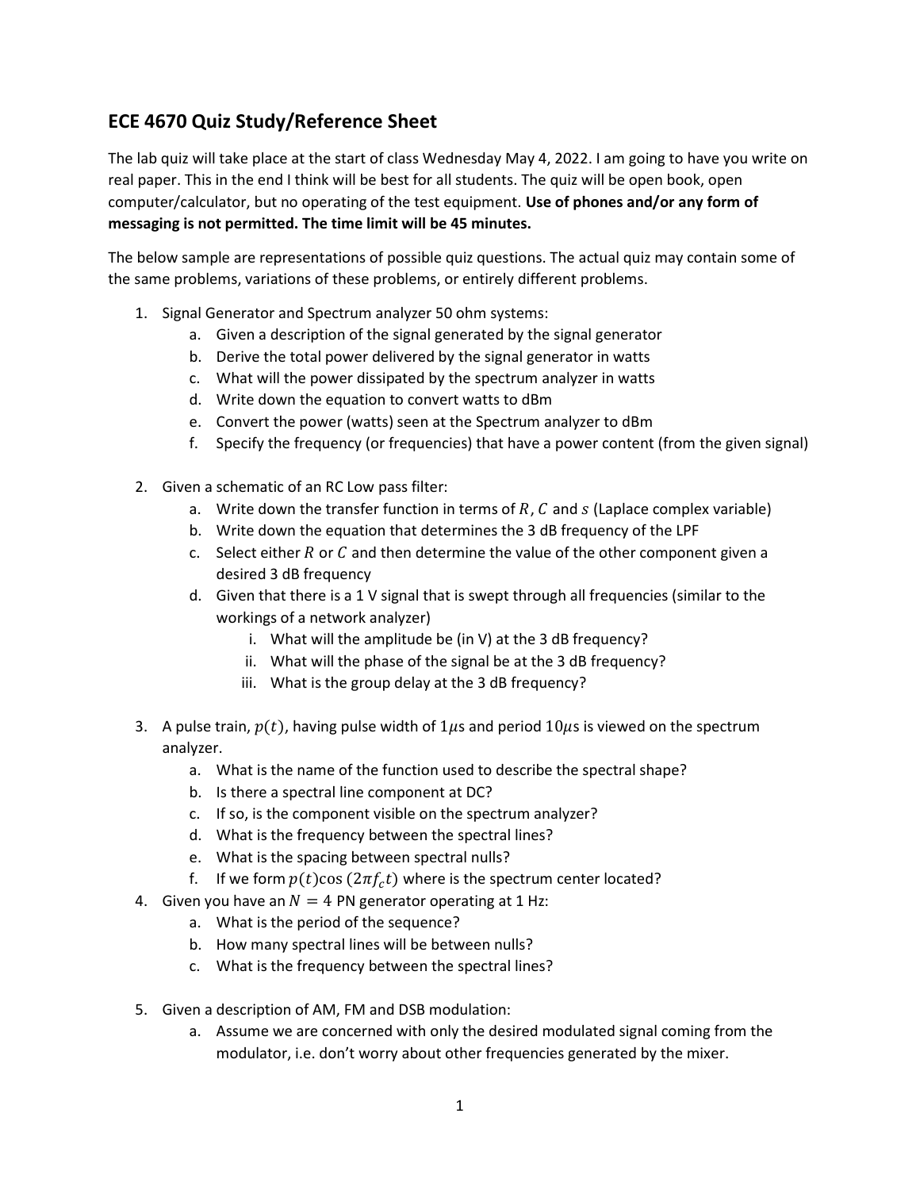## ECE 4670 Quiz Study/Reference Sheet

The lab quiz will take place at the start of class Wednesday May 4, 2022. I am going to have you write on real paper. This in the end I think will be best for all students. The quiz will be open book, open computer/calculator, but no operating of the test equipment. **Use of phones and/or any form of messaging is not permitted. The time limit will be 45 minutes.**

The below sample are representations of possible quiz questions. The actual quiz may contain some of the same problems, variations of these problems, or entirely different problems.

1. Signal Generator and Spectrum analyzer 50 ohm systems:
   a. Given a description of the signal generated by the signal generator
   b. Derive the total power delivered by the signal generator in watts
   c. What will the power dissipated by the spectrum analyzer in watts
   d. Write down the equation to convert watts to dBm
   e. Convert the power (watts) seen at the Spectrum analyzer to dBm
   f. Specify the frequency (or frequencies) that have a power content (from the given signal)

2. Given a schematic of an RC Low pass filter:
   a. Write down the transfer function in terms of $R$, $C$ and $s$ (Laplace complex variable)
   b. Write down the equation that determines the 3 dB frequency of the LPF
   c. Select either $R$ or $C$ and then determine the value of the other component given a desired 3 dB frequency
   d. Given that there is a 1 V signal that is swept through all frequencies (similar to the workings of a network analyzer)
      i. What will the amplitude be (in V) at the 3 dB frequency?
      ii. What will the phase of the signal be at the 3 dB frequency?
      iii. What is the group delay at the 3 dB frequency?

3. A pulse train, $p(t)$, having pulse width of $1\mu$s and period $10\mu$s is viewed on the spectrum analyzer.
   a. What is the name of the function used to describe the spectral shape?
   b. Is there a spectral line component at DC?
   c. If so, is the component visible on the spectrum analyzer?
   d. What is the frequency between the spectral lines?
   e. What is the spacing between spectral nulls?
   f. If we form $p(t)\cos(2\pi f_c t)$ where is the spectrum center located?

4. Given you have an $N = 4$ PN generator operating at 1 Hz:
   a. What is the period of the sequence?
   b. How many spectral lines will be between nulls?
   c. What is the frequency between the spectral lines?

5. Given a description of AM, FM and DSB modulation:
   a. Assume we are concerned with only the desired modulated signal coming from the modulator, i.e. don't worry about other frequencies generated by the mixer.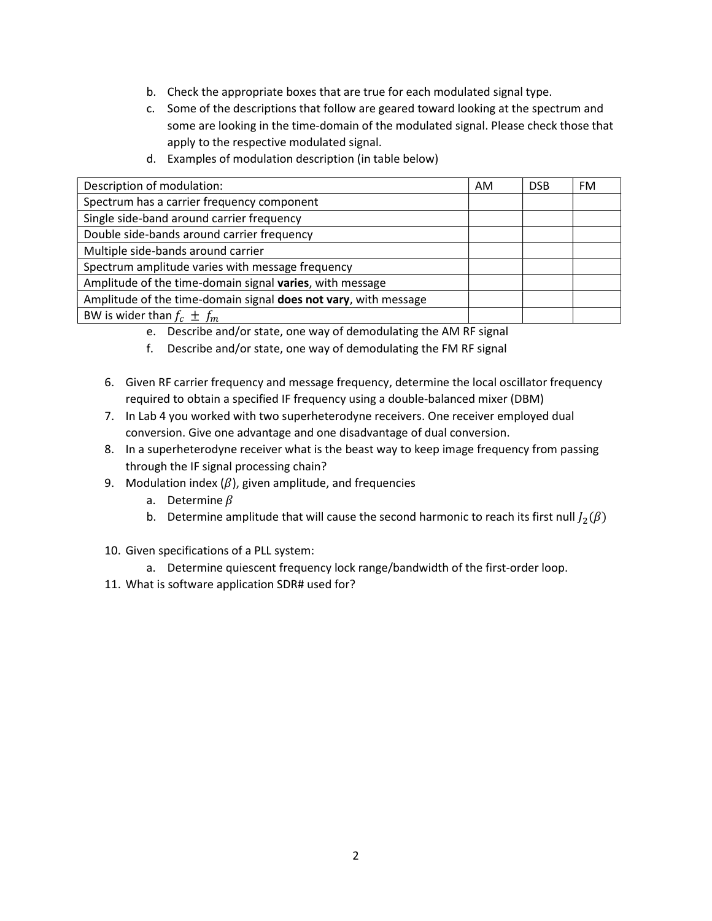b. Check the appropriate boxes that are true for each modulated signal type.

c. Some of the descriptions that follow are geared toward looking at the spectrum and some are looking in the time-domain of the modulated signal. Please check those that apply to the respective modulated signal.

d. Examples of modulation description (in table below)

| Description of modulation: | AM | DSB | FM |
|---|---|---|---|
| Spectrum has a carrier frequency component | | | |
| Single side-band around carrier frequency | | | |
| Double side-bands around carrier frequency | | | |
| Multiple side-bands around carrier | | | |
| Spectrum amplitude varies with message frequency | | | |
| Amplitude of the time-domain signal **varies**, with message | | | |
| Amplitude of the time-domain signal **does not vary**, with message | | | |
| BW is wider than $f_c \pm f_m$ | | | |

e. Describe and/or state, one way of demodulating the AM RF signal

f. Describe and/or state, one way of demodulating the FM RF signal

6. Given RF carrier frequency and message frequency, determine the local oscillator frequency required to obtain a specified IF frequency using a double-balanced mixer (DBM)
7. In Lab 4 you worked with two superheterodyne receivers. One receiver employed dual conversion. Give one advantage and one disadvantage of dual conversion.
8. In a superheterodyne receiver what is the beast way to keep image frequency from passing through the IF signal processing chain?
9. Modulation index ($\beta$), given amplitude, and frequencies
   a. Determine $\beta$
   b. Determine amplitude that will cause the second harmonic to reach its first null $J_2(\beta)$
10. Given specifications of a PLL system:
    a. Determine quiescent frequency lock range/bandwidth of the first-order loop.
11. What is software application SDR# used for?